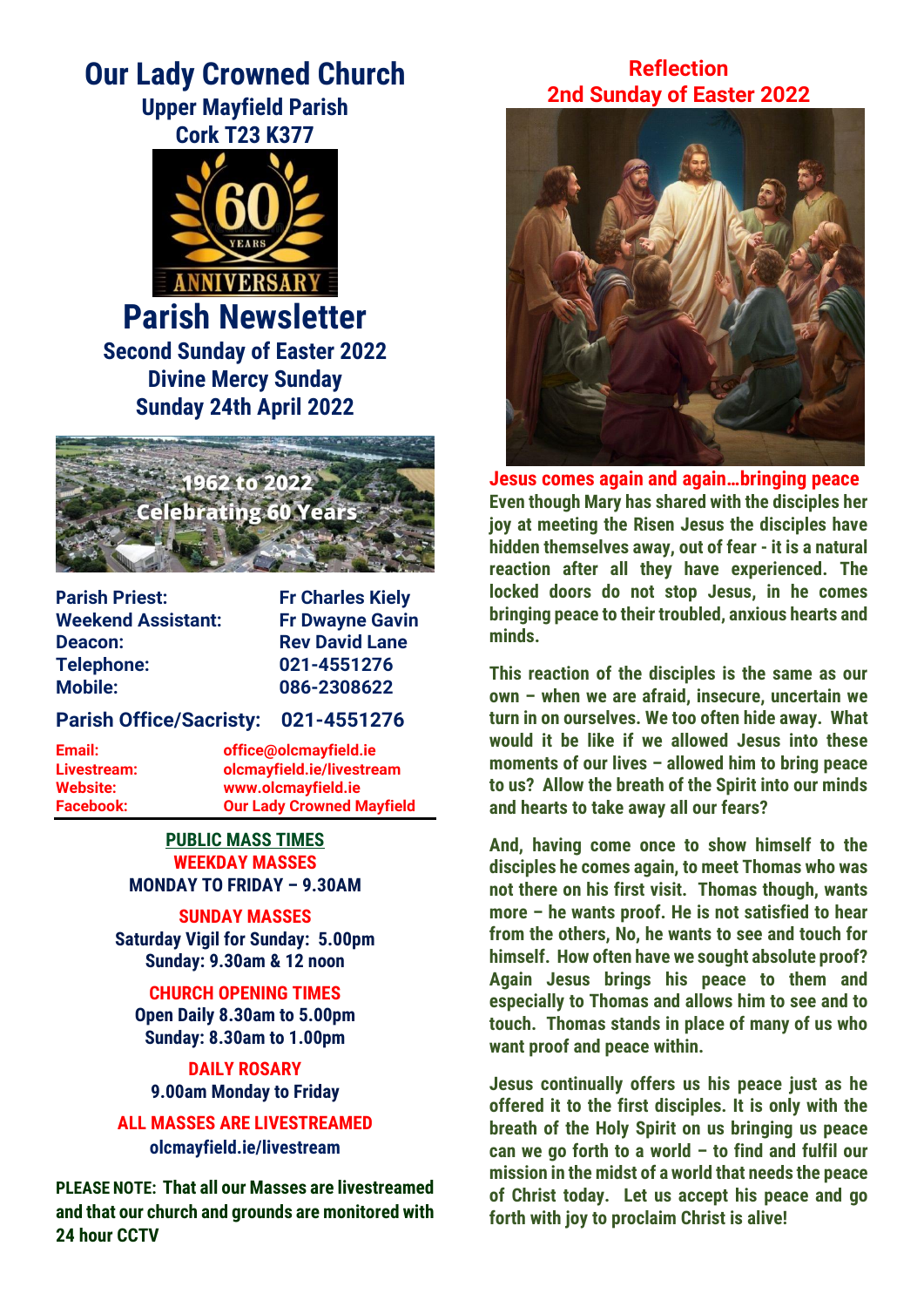# Our Lady Crowned Church

## Upper Mayfield Parish
## Cork T23 K377

# Parish Newsletter

## Second Sunday of Easter 2022
## Divine Mercy Sunday
## Sunday 24th April 2022

1962 to 2022
Celebrating 60 Years

| | |
|---|---|
| **Parish Priest:** | **Fr Charles Kiely** |
| **Weekend Assistant:** | **Fr Dwayne Gavin** |
| **Deacon:** | **Rev David Lane** |
| **Telephone:** | **021-4551276** |
| **Mobile:** | **086-2308622** |
| **Parish Office/Sacristy:** | **021-4551276** |

| | |
|---|---|
| **Email:** | **office@olcmayfield.ie** |
| **Livestream:** | **olcmayfield.ie/livestream** |
| **Website:** | **www.olcmayfield.ie** |
| **Facebook:** | **Our Lady Crowned Mayfield** |

### PUBLIC MASS TIMES

**WEEKDAY MASSES**
**MONDAY TO FRIDAY – 9.30AM**

**SUNDAY MASSES**
**Saturday Vigil for Sunday: 5.00pm**
**Sunday: 9.30am & 12 noon**

**CHURCH OPENING TIMES**
**Open Daily 8.30am to 5.00pm**
**Sunday: 8.30am to 1.00pm**

**DAILY ROSARY**
**9.00am Monday to Friday**

**ALL MASSES ARE LIVESTREAMED**
**olcmayfield.ie/livestream**

**PLEASE NOTE: That all our Masses are livestreamed and that our church and grounds are monitored with 24 hour CCTV**

## Reflection
## 2nd Sunday of Easter 2022

### Jesus comes again and again…bringing peace

**Even though Mary has shared with the disciples her joy at meeting the Risen Jesus the disciples have hidden themselves away, out of fear - it is a natural reaction after all they have experienced. The locked doors do not stop Jesus, in he comes bringing peace to their troubled, anxious hearts and minds.**

**This reaction of the disciples is the same as our own – when we are afraid, insecure, uncertain we turn in on ourselves. We too often hide away. What would it be like if we allowed Jesus into these moments of our lives – allowed him to bring peace to us? Allow the breath of the Spirit into our minds and hearts to take away all our fears?**

**And, having come once to show himself to the disciples he comes again, to meet Thomas who was not there on his first visit. Thomas though, wants more – he wants proof. He is not satisfied to hear from the others, No, he wants to see and touch for himself. How often have we sought absolute proof? Again Jesus brings his peace to them and especially to Thomas and allows him to see and to touch. Thomas stands in place of many of us who want proof and peace within.**

**Jesus continually offers us his peace just as he offered it to the first disciples. It is only with the breath of the Holy Spirit on us bringing us peace can we go forth to a world – to find and fulfil our mission in the midst of a world that needs the peace of Christ today. Let us accept his peace and go forth with joy to proclaim Christ is alive!**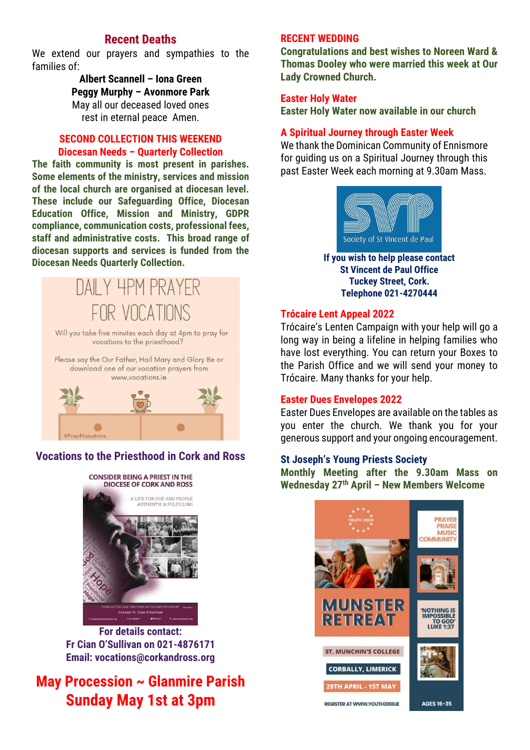## Recent Deaths

We extend our prayers and sympathies to the families of:

**Albert Scannell – Iona Green**
**Peggy Murphy – Avonmore Park**

May all our deceased loved ones rest in eternal peace Amen.

## SECOND COLLECTION THIS WEEKEND

### Diocesan Needs – Quarterly Collection

**The faith community is most present in parishes. Some elements of the ministry, services and mission of the local church are organised at diocesan level. These include our Safeguarding Office, Diocesan Education Office, Mission and Ministry, GDPR compliance, communication costs, professional fees, staff and administrative costs. This broad range of diocesan supports and services is funded from the Diocesan Needs Quarterly Collection.**

DAILY 4PM PRAYER FOR VOCATIONS

Will you take five minutes each day at 4pm to pray for vocations to the priesthood?

Please say the Our Father, Hail Mary and Glory Be or download one of our vocation prayers from www.vocations.ie

#Pray4Vocations

## Vocations to the Priesthood in Cork and Ross

CONSIDER BEING A PRIEST IN THE DIOCESE OF CORK AND ROSS

A LIFE FOR GOD AND PEOPLE AUTHENTIC & FULFILLING

Contact Fr. Cian O'Sullivan

**For details contact:**
**Fr Cian O'Sullivan on 021-4876171**
**Email: vocations@corkandross.org**

# May Procession ~ Glanmire Parish
# Sunday May 1st at 3pm

## RECENT WEDDING

**Congratulations and best wishes to Noreen Ward & Thomas Dooley who were married this week at Our Lady Crowned Church.**

## Easter Holy Water

**Easter Holy Water now available in our church**

## A Spiritual Journey through Easter Week

We thank the Dominican Community of Ennismore for guiding us on a Spiritual Journey through this past Easter Week each morning at 9.30am Mass.

SVP Society of St Vincent de Paul

**If you wish to help please contact St Vincent de Paul Office Tuckey Street, Cork. Telephone 021-4270444**

## Trócaire Lent Appeal 2022

Trócaire's Lenten Campaign with your help will go a long way in being a lifeline in helping families who have lost everything. You can return your Boxes to the Parish Office and we will send your money to Trócaire. Many thanks for your help.

## Easter Dues Envelopes 2022

Easter Dues Envelopes are available on the tables as you enter the church. We thank you for your generous support and your ongoing encouragement.

## St Joseph's Young Priests Society

**Monthly Meeting after the 9.30am Mass on Wednesday 27th April – New Members Welcome**

YOUTH 2000

PRAYER PRAISE MUSIC COMMUNITY

MUNSTER RETREAT

'NOTHING IS IMPOSSIBLE TO GOD' LUKE 1:37

ST. MUNCHIN'S COLLEGE

CORBALLY, LIMERICK

29TH APRIL - 1ST MAY

REGISTER AT WWW.YOUTH2000.IE

AGES 16-35